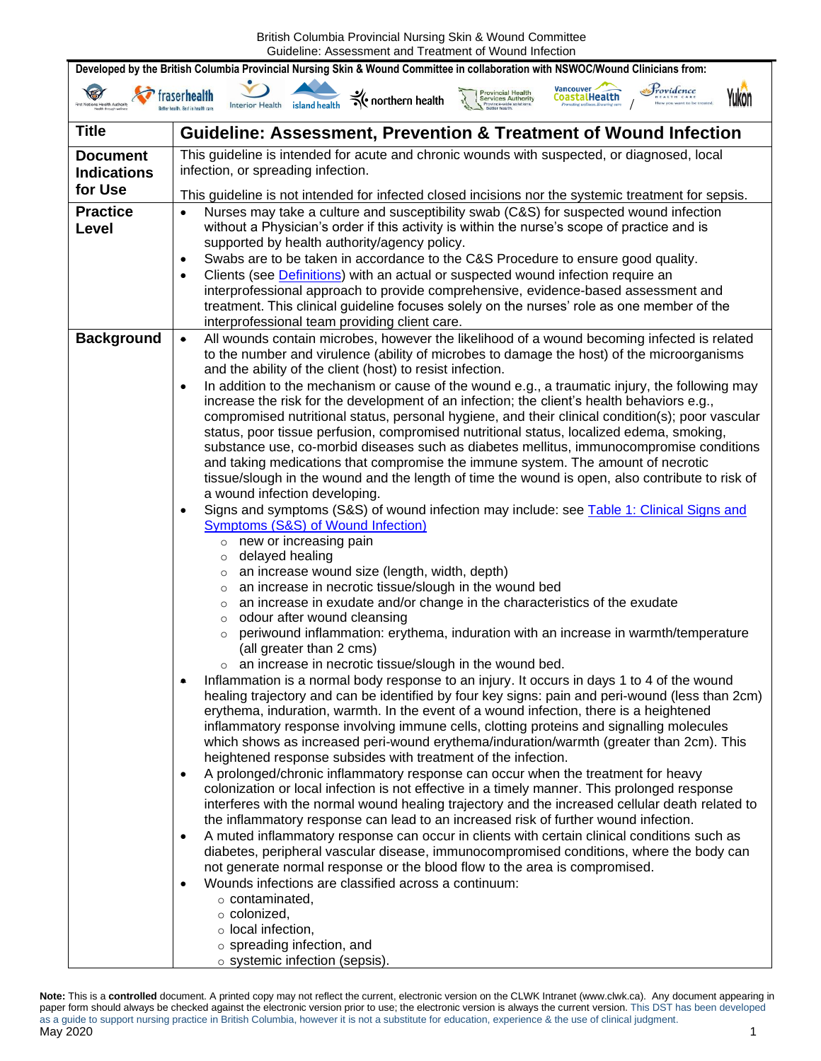**Developed by the British Columbia Provincial Nursing Skin & Wound Committee in collaboration with NSWOC/Wound Clinicians from:**

First Nations Health Authority, fraserhealth, Interior Health, island health, northern health, Provincial Health Services Authority, Vancouver CoastalHealth / Providence Health Care, Yukon

| **Title** | **Guideline: Assessment, Prevention & Treatment of Wound Infection** |
|---|---|
| **Document Indications for Use** | This guideline is intended for acute and chronic wounds with suspected, or diagnosed, local infection, or spreading infection.<br><br>This guideline is not intended for infected closed incisions nor the systemic treatment for sepsis. |
| **Practice Level** | • Nurses may take a culture and susceptibility swab (C&S) for suspected wound infection without a Physician's order if this activity is within the nurse's scope of practice and is supported by health authority/agency policy.<br>• Swabs are to be taken in accordance to the C&S Procedure to ensure good quality.<br>• Clients (see Definitions) with an actual or suspected wound infection require an interprofessional approach to provide comprehensive, evidence-based assessment and treatment. This clinical guideline focuses solely on the nurses' role as one member of the interprofessional team providing client care. |
| **Background** | • All wounds contain microbes, however the likelihood of a wound becoming infected is related to the number and virulence (ability of microbes to damage the host) of the microorganisms and the ability of the client (host) to resist infection.<br>• In addition to the mechanism or cause of the wound e.g., a traumatic injury, the following may increase the risk for the development of an infection; the client's health behaviors e.g., compromised nutritional status, personal hygiene, and their clinical condition(s); poor vascular status, poor tissue perfusion, compromised nutritional status, localized edema, smoking, substance use, co-morbid diseases such as diabetes mellitus, immunocompromise conditions and taking medications that compromise the immune system. The amount of necrotic tissue/slough in the wound and the length of time the wound is open, also contribute to risk of a wound infection developing.<br>• Signs and symptoms (S&S) of wound infection may include: see Table 1: Clinical Signs and Symptoms (S&S) of Wound Infection)<br>  ○ new or increasing pain<br>  ○ delayed healing<br>  ○ an increase wound size (length, width, depth)<br>  ○ an increase in necrotic tissue/slough in the wound bed<br>  ○ an increase in exudate and/or change in the characteristics of the exudate<br>  ○ odour after wound cleansing<br>  ○ periwound inflammation: erythema, induration with an increase in warmth/temperature (all greater than 2 cms)<br>  ○ an increase in necrotic tissue/slough in the wound bed.<br>• Inflammation is a normal body response to an injury. It occurs in days 1 to 4 of the wound healing trajectory and can be identified by four key signs: pain and peri-wound (less than 2cm) erythema, induration, warmth. In the event of a wound infection, there is a heightened inflammatory response involving immune cells, clotting proteins and signalling molecules which shows as increased peri-wound erythema/induration/warmth (greater than 2cm). This heightened response subsides with treatment of the infection.<br>• A prolonged/chronic inflammatory response can occur when the treatment for heavy colonization or local infection is not effective in a timely manner. This prolonged response interferes with the normal wound healing trajectory and the increased cellular death related to the inflammatory response can lead to an increased risk of further wound infection.<br>• A muted inflammatory response can occur in clients with certain clinical conditions such as diabetes, peripheral vascular disease, immunocompromised conditions, where the body can not generate normal response or the blood flow to the area is compromised.<br>• Wounds infections are classified across a continuum:<br>  ○ contaminated,<br>  ○ colonized,<br>  ○ local infection,<br>  ○ spreading infection, and<br>  ○ systemic infection (sepsis). |

**Note:** This is a **controlled** document. A printed copy may not reflect the current, electronic version on the CLWK Intranet (www.clwk.ca). Any document appearing in paper form should always be checked against the electronic version prior to use; the electronic version is always the current version. This DST has been developed as a guide to support nursing practice in British Columbia, however it is not a substitute for education, experience & the use of clinical judgment.

May 2020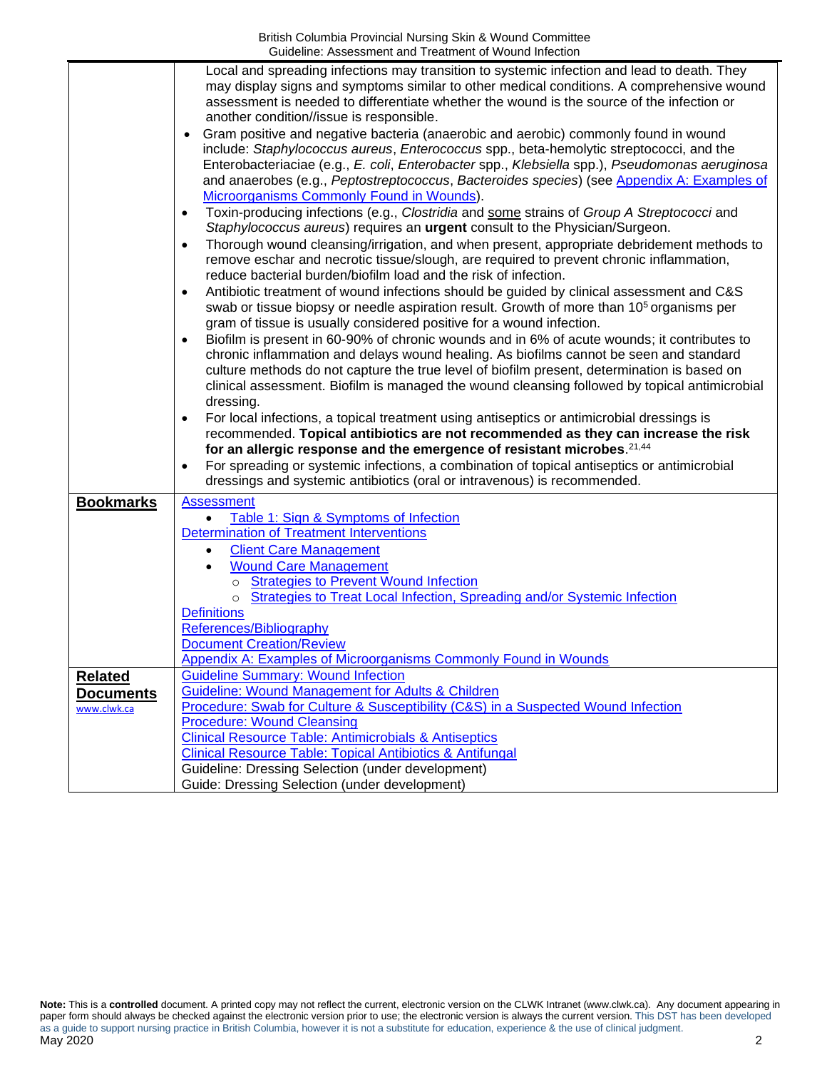| | |
|---|---|
| | Local and spreading infections may transition to systemic infection and lead to death. They may display signs and symptoms similar to other medical conditions. A comprehensive wound assessment is needed to differentiate whether the wound is the source of the infection or another condition//issue is responsible.<br>• Gram positive and negative bacteria (anaerobic and aerobic) commonly found in wound include: *Staphylococcus aureus*, *Enterococcus* spp., beta-hemolytic streptococci, and the Enterobacteriaciae (e.g., *E. coli*, *Enterobacter* spp., *Klebsiella* spp.), *Pseudomonas aeruginosa* and anaerobes (e.g., *Peptostreptococcus*, *Bacteroides species*) (see Appendix A: Examples of Microorganisms Commonly Found in Wounds).<br>• Toxin-producing infections (e.g., *Clostridia* and some strains of *Group A Streptococci* and *Staphylococcus aureus*) requires an **urgent** consult to the Physician/Surgeon.<br>• Thorough wound cleansing/irrigation, and when present, appropriate debridement methods to remove eschar and necrotic tissue/slough, are required to prevent chronic inflammation, reduce bacterial burden/biofilm load and the risk of infection.<br>• Antibiotic treatment of wound infections should be guided by clinical assessment and C&S swab or tissue biopsy or needle aspiration result. Growth of more than $10^5$ organisms per gram of tissue is usually considered positive for a wound infection.<br>• Biofilm is present in 60-90% of chronic wounds and in 6% of acute wounds; it contributes to chronic inflammation and delays wound healing. As biofilms cannot be seen and standard culture methods do not capture the true level of biofilm present, determination is based on clinical assessment. Biofilm is managed the wound cleansing followed by topical antimicrobial dressing.<br>• For local infections, a topical treatment using antiseptics or antimicrobial dressings is recommended. **Topical antibiotics are not recommended as they can increase the risk for an allergic response and the emergence of resistant microbes**.[21,44]<br>• For spreading or systemic infections, a combination of topical antiseptics or antimicrobial dressings and systemic antibiotics (oral or intravenous) is recommended. |
| **Bookmarks** | Assessment<br>• Table 1: Sign & Symptoms of Infection<br>Determination of Treatment Interventions<br>• Client Care Management<br>• Wound Care Management<br>○ Strategies to Prevent Wound Infection<br>○ Strategies to Treat Local Infection, Spreading and/or Systemic Infection<br>Definitions<br>References/Bibliography<br>Document Creation/Review<br>Appendix A: Examples of Microorganisms Commonly Found in Wounds |
| **Related Documents**<br>www.clwk.ca | Guideline Summary: Wound Infection<br>Guideline: Wound Management for Adults & Children<br>Procedure: Swab for Culture & Susceptibility (C&S) in a Suspected Wound Infection<br>Procedure: Wound Cleansing<br>Clinical Resource Table: Antimicrobials & Antiseptics<br>Clinical Resource Table: Topical Antibiotics & Antifungal<br>Guideline: Dressing Selection (under development)<br>Guide: Dressing Selection (under development) |

**Note:** This is a **controlled** document. A printed copy may not reflect the current, electronic version on the CLWK Intranet (www.clwk.ca). Any document appearing in paper form should always be checked against the electronic version prior to use; the electronic version is always the current version. This DST has been developed as a guide to support nursing practice in British Columbia, however it is not a substitute for education, experience & the use of clinical judgment.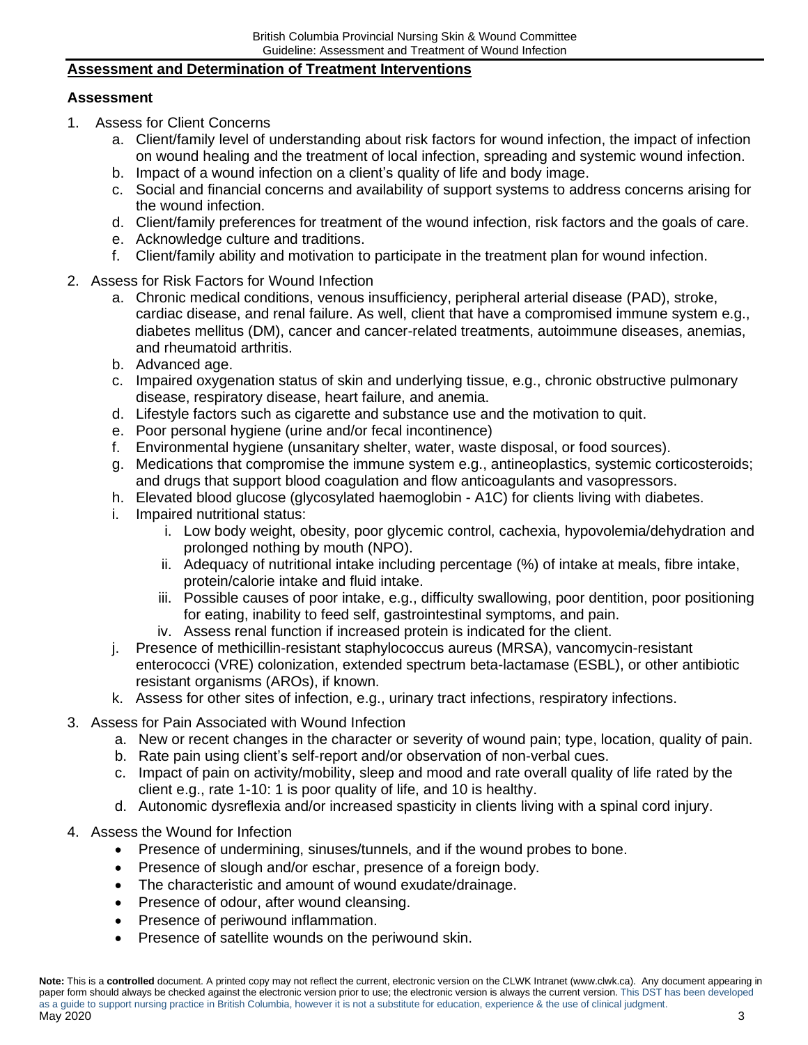## Assessment and Determination of Treatment Interventions

### Assessment

1. Assess for Client Concerns
   a. Client/family level of understanding about risk factors for wound infection, the impact of infection on wound healing and the treatment of local infection, spreading and systemic wound infection.
   b. Impact of a wound infection on a client's quality of life and body image.
   c. Social and financial concerns and availability of support systems to address concerns arising for the wound infection.
   d. Client/family preferences for treatment of the wound infection, risk factors and the goals of care.
   e. Acknowledge culture and traditions.
   f. Client/family ability and motivation to participate in the treatment plan for wound infection.
2. Assess for Risk Factors for Wound Infection
   a. Chronic medical conditions, venous insufficiency, peripheral arterial disease (PAD), stroke, cardiac disease, and renal failure. As well, client that have a compromised immune system e.g., diabetes mellitus (DM), cancer and cancer-related treatments, autoimmune diseases, anemias, and rheumatoid arthritis.
   b. Advanced age.
   c. Impaired oxygenation status of skin and underlying tissue, e.g., chronic obstructive pulmonary disease, respiratory disease, heart failure, and anemia.
   d. Lifestyle factors such as cigarette and substance use and the motivation to quit.
   e. Poor personal hygiene (urine and/or fecal incontinence)
   f. Environmental hygiene (unsanitary shelter, water, waste disposal, or food sources).
   g. Medications that compromise the immune system e.g., antineoplastics, systemic corticosteroids; and drugs that support blood coagulation and flow anticoagulants and vasopressors.
   h. Elevated blood glucose (glycosylated haemoglobin - A1C) for clients living with diabetes.
   i. Impaired nutritional status:
      i. Low body weight, obesity, poor glycemic control, cachexia, hypovolemia/dehydration and prolonged nothing by mouth (NPO).
      ii. Adequacy of nutritional intake including percentage (%) of intake at meals, fibre intake, protein/calorie intake and fluid intake.
      iii. Possible causes of poor intake, e.g., difficulty swallowing, poor dentition, poor positioning for eating, inability to feed self, gastrointestinal symptoms, and pain.
      iv. Assess renal function if increased protein is indicated for the client.
   j. Presence of methicillin-resistant staphylococcus aureus (MRSA), vancomycin-resistant enterococci (VRE) colonization, extended spectrum beta-lactamase (ESBL), or other antibiotic resistant organisms (AROs), if known.
   k. Assess for other sites of infection, e.g., urinary tract infections, respiratory infections.
3. Assess for Pain Associated with Wound Infection
   a. New or recent changes in the character or severity of wound pain; type, location, quality of pain.
   b. Rate pain using client's self-report and/or observation of non-verbal cues.
   c. Impact of pain on activity/mobility, sleep and mood and rate overall quality of life rated by the client e.g., rate 1-10: 1 is poor quality of life, and 10 is healthy.
   d. Autonomic dysreflexia and/or increased spasticity in clients living with a spinal cord injury.
4. Assess the Wound for Infection
   - Presence of undermining, sinuses/tunnels, and if the wound probes to bone.
   - Presence of slough and/or eschar, presence of a foreign body.
   - The characteristic and amount of wound exudate/drainage.
   - Presence of odour, after wound cleansing.
   - Presence of periwound inflammation.
   - Presence of satellite wounds on the periwound skin.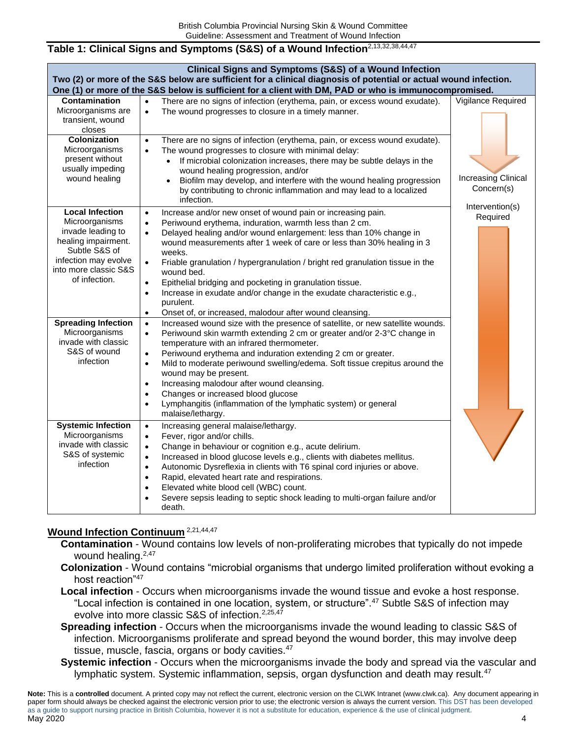## Table 1: Clinical Signs and Symptoms (S&S) of a Wound Infection[2,13,32,38,44,47]

| Clinical Signs and Symptoms (S&S) of a Wound Infection<br>Two (2) or more of the S&S below are sufficient for a clinical diagnosis of potential or actual wound infection.<br>One (1) or more of the S&S below is sufficient for a client with DM, PAD or who is immunocompromised. | | |
|---|---|---|
| **Contamination**<br>Microorganisms are transient, wound closes | • There are no signs of infection (erythema, pain, or excess wound exudate).<br>• The wound progresses to closure in a timely manner. | Vigilance Required |
| **Colonization**<br>Microorganisms present without usually impeding wound healing | • There are no signs of infection (erythema, pain, or excess wound exudate).<br>• The wound progresses to closure with minimal delay:<br>&nbsp;&nbsp;• If microbial colonization increases, there may be subtle delays in the wound healing progression, and/or<br>&nbsp;&nbsp;• Biofilm may develop, and interfere with the wound healing progression by contributing to chronic inflammation and may lead to a localized infection. | Increasing Clinical Concern(s) |
| **Local Infection**<br>Microorganisms invade leading to healing impairment. Subtle S&S of infection may evolve into more classic S&S of infection. | • Increase and/or new onset of wound pain or increasing pain.<br>• Periwound erythema, induration, warmth less than 2 cm.<br>• Delayed healing and/or wound enlargement: less than 10% change in wound measurements after 1 week of care or less than 30% healing in 3 weeks.<br>• Friable granulation / hypergranulation / bright red granulation tissue in the wound bed.<br>• Epithelial bridging and pocketing in granulation tissue.<br>• Increase in exudate and/or change in the exudate characteristic e.g., purulent.<br>• Onset of, or increased, malodour after wound cleansing. | Intervention(s) Required |
| **Spreading Infection**<br>Microorganisms invade with classic S&S of wound infection | • Increased wound size with the presence of satellite, or new satellite wounds.<br>• Periwound skin warmth extending 2 cm or greater and/or 2-3°C change in temperature with an infrared thermometer.<br>• Periwound erythema and induration extending 2 cm or greater.<br>• Mild to moderate periwound swelling/edema. Soft tissue crepitus around the wound may be present.<br>• Increasing malodour after wound cleansing.<br>• Changes or increased blood glucose<br>• Lymphangitis (inflammation of the lymphatic system) or general malaise/lethargy. | |
| **Systemic Infection**<br>Microorganisms invade with classic S&S of systemic infection | • Increasing general malaise/lethargy.<br>• Fever, rigor and/or chills.<br>• Change in behaviour or cognition e.g., acute delirium.<br>• Increased in blood glucose levels e.g., clients with diabetes mellitus.<br>• Autonomic Dysreflexia in clients with T6 spinal cord injuries or above.<br>• Rapid, elevated heart rate and respirations.<br>• Elevated white blood cell (WBC) count.<br>• Severe sepsis leading to septic shock leading to multi-organ failure and/or death. | |

## Wound Infection Continuum [2,21,44,47]

- **Contamination** - Wound contains low levels of non-proliferating microbes that typically do not impede wound healing.[2,47]
- **Colonization** - Wound contains "microbial organisms that undergo limited proliferation without evoking a host reaction"[47]
- **Local infection** - Occurs when microorganisms invade the wound tissue and evoke a host response. "Local infection is contained in one location, system, or structure".[47] Subtle S&S of infection may evolve into more classic S&S of infection.[2,25,47]
- **Spreading infection** - Occurs when the microorganisms invade the wound leading to classic S&S of infection. Microorganisms proliferate and spread beyond the wound border, this may involve deep tissue, muscle, fascia, organs or body cavities.[47]
- **Systemic infection** - Occurs when the microorganisms invade the body and spread via the vascular and lymphatic system. Systemic inflammation, sepsis, organ dysfunction and death may result.[47]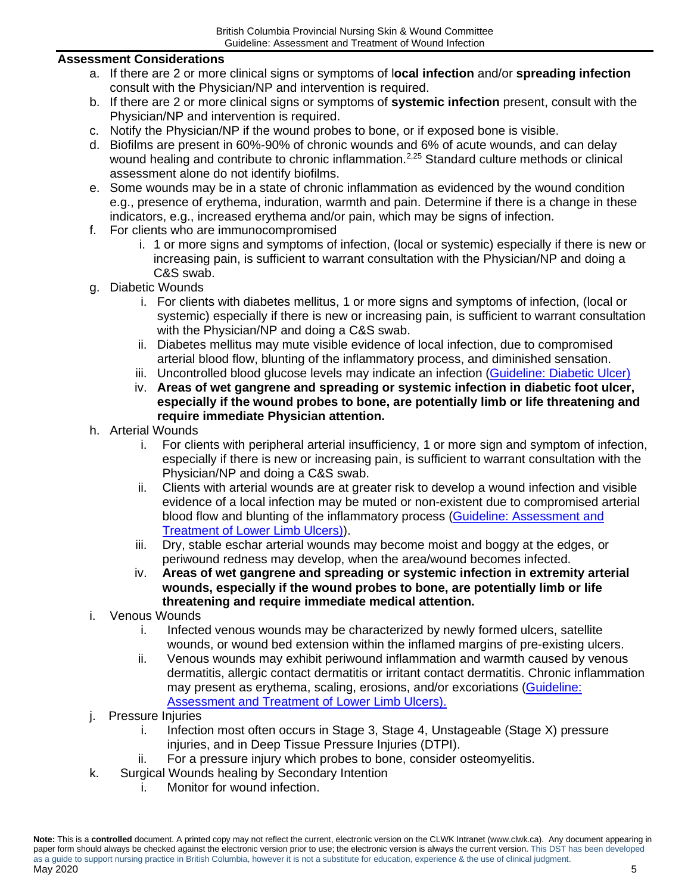## Assessment Considerations

a. If there are 2 or more clinical signs or symptoms of **local infection** and/or **spreading infection** consult with the Physician/NP and intervention is required.

b. If there are 2 or more clinical signs or symptoms of **systemic infection** present, consult with the Physician/NP and intervention is required.

c. Notify the Physician/NP if the wound probes to bone, or if exposed bone is visible.

d. Biofilms are present in 60%-90% of chronic wounds and 6% of acute wounds, and can delay wound healing and contribute to chronic inflammation.[2,25] Standard culture methods or clinical assessment alone do not identify biofilms.

e. Some wounds may be in a state of chronic inflammation as evidenced by the wound condition e.g., presence of erythema, induration, warmth and pain. Determine if there is a change in these indicators, e.g., increased erythema and/or pain, which may be signs of infection.

f. For clients who are immunocompromised
   i. 1 or more signs and symptoms of infection, (local or systemic) especially if there is new or increasing pain, is sufficient to warrant consultation with the Physician/NP and doing a C&S swab.

g. Diabetic Wounds
   i. For clients with diabetes mellitus, 1 or more signs and symptoms of infection, (local or systemic) especially if there is new or increasing pain, is sufficient to warrant consultation with the Physician/NP and doing a C&S swab.
   ii. Diabetes mellitus may mute visible evidence of local infection, due to compromised arterial blood flow, blunting of the inflammatory process, and diminished sensation.
   iii. Uncontrolled blood glucose levels may indicate an infection (Guideline: Diabetic Ulcer)
   iv. **Areas of wet gangrene and spreading or systemic infection in diabetic foot ulcer, especially if the wound probes to bone, are potentially limb or life threatening and require immediate Physician attention.**

h. Arterial Wounds
   i. For clients with peripheral arterial insufficiency, 1 or more sign and symptom of infection, especially if there is new or increasing pain, is sufficient to warrant consultation with the Physician/NP and doing a C&S swab.
   ii. Clients with arterial wounds are at greater risk to develop a wound infection and visible evidence of a local infection may be muted or non-existent due to compromised arterial blood flow and blunting of the inflammatory process (Guideline: Assessment and Treatment of Lower Limb Ulcers)).
   iii. Dry, stable eschar arterial wounds may become moist and boggy at the edges, or periwound redness may develop, when the area/wound becomes infected.
   iv. **Areas of wet gangrene and spreading or systemic infection in extremity arterial wounds, especially if the wound probes to bone, are potentially limb or life threatening and require immediate medical attention.**

i. Venous Wounds
   i. Infected venous wounds may be characterized by newly formed ulcers, satellite wounds, or wound bed extension within the inflamed margins of pre-existing ulcers.
   ii. Venous wounds may exhibit periwound inflammation and warmth caused by venous dermatitis, allergic contact dermatitis or irritant contact dermatitis. Chronic inflammation may present as erythema, scaling, erosions, and/or excoriations (Guideline: Assessment and Treatment of Lower Limb Ulcers).

j. Pressure Injuries
   i. Infection most often occurs in Stage 3, Stage 4, Unstageable (Stage X) pressure injuries, and in Deep Tissue Pressure Injuries (DTPI).
   ii. For a pressure injury which probes to bone, consider osteomyelitis.

k. Surgical Wounds healing by Secondary Intention
   i. Monitor for wound infection.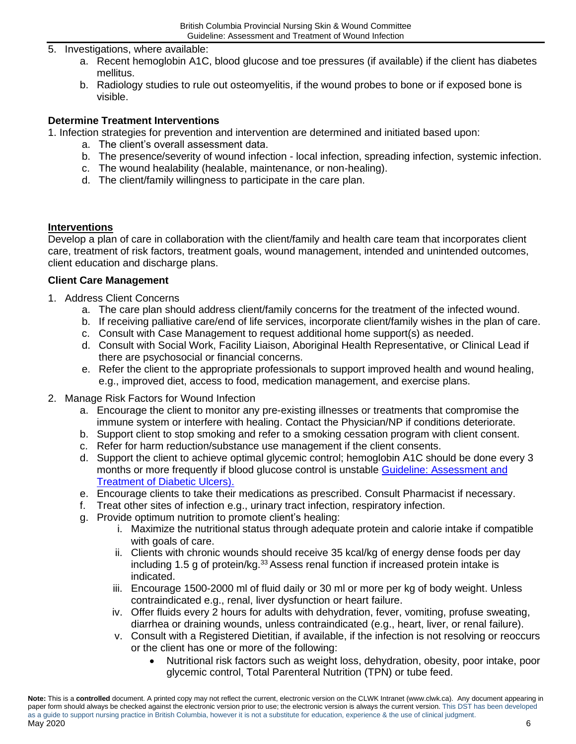5. Investigations, where available:
    a. Recent hemoglobin A1C, blood glucose and toe pressures (if available) if the client has diabetes mellitus.
    b. Radiology studies to rule out osteomyelitis, if the wound probes to bone or if exposed bone is visible.

**Determine Treatment Interventions**

1. Infection strategies for prevention and intervention are determined and initiated based upon:
    a. The client's overall assessment data.
    b. The presence/severity of wound infection - local infection, spreading infection, systemic infection.
    c. The wound healability (healable, maintenance, or non-healing).
    d. The client/family willingness to participate in the care plan.

**Interventions**

Develop a plan of care in collaboration with the client/family and health care team that incorporates client care, treatment of risk factors, treatment goals, wound management, intended and unintended outcomes, client education and discharge plans.

**Client Care Management**

1. Address Client Concerns
    a. The care plan should address client/family concerns for the treatment of the infected wound.
    b. If receiving palliative care/end of life services, incorporate client/family wishes in the plan of care.
    c. Consult with Case Management to request additional home support(s) as needed.
    d. Consult with Social Work, Facility Liaison, Aboriginal Health Representative, or Clinical Lead if there are psychosocial or financial concerns.
    e. Refer the client to the appropriate professionals to support improved health and wound healing, e.g., improved diet, access to food, medication management, and exercise plans.
2. Manage Risk Factors for Wound Infection
    a. Encourage the client to monitor any pre-existing illnesses or treatments that compromise the immune system or interfere with healing. Contact the Physician/NP if conditions deteriorate.
    b. Support client to stop smoking and refer to a smoking cessation program with client consent.
    c. Refer for harm reduction/substance use management if the client consents.
    d. Support the client to achieve optimal glycemic control; hemoglobin A1C should be done every 3 months or more frequently if blood glucose control is unstable Guideline: Assessment and Treatment of Diabetic Ulcers).
    e. Encourage clients to take their medications as prescribed. Consult Pharmacist if necessary.
    f. Treat other sites of infection e.g., urinary tract infection, respiratory infection.
    g. Provide optimum nutrition to promote client's healing:
        i. Maximize the nutritional status through adequate protein and calorie intake if compatible with goals of care.
        ii. Clients with chronic wounds should receive 35 kcal/kg of energy dense foods per day including 1.5 g of protein/kg.[33] Assess renal function if increased protein intake is indicated.
        iii. Encourage 1500-2000 ml of fluid daily or 30 ml or more per kg of body weight. Unless contraindicated e.g., renal, liver dysfunction or heart failure.
        iv. Offer fluids every 2 hours for adults with dehydration, fever, vomiting, profuse sweating, diarrhea or draining wounds, unless contraindicated (e.g., heart, liver, or renal failure).
        v. Consult with a Registered Dietitian, if available, if the infection is not resolving or reoccurs or the client has one or more of the following:
            - Nutritional risk factors such as weight loss, dehydration, obesity, poor intake, poor glycemic control, Total Parenteral Nutrition (TPN) or tube feed.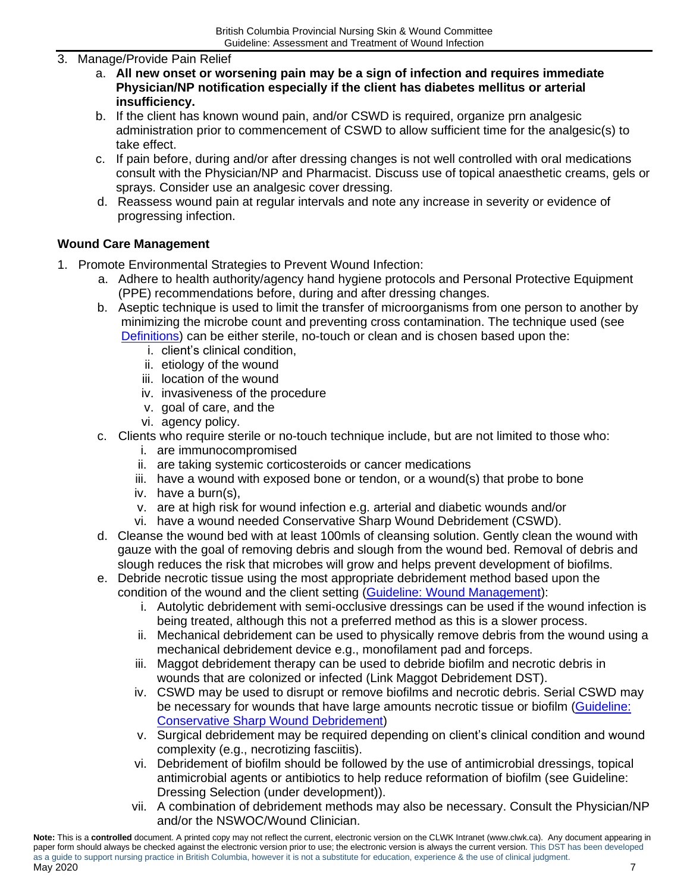3. Manage/Provide Pain Relief
    a. **All new onset or worsening pain may be a sign of infection and requires immediate Physician/NP notification especially if the client has diabetes mellitus or arterial insufficiency.**
    b. If the client has known wound pain, and/or CSWD is required, organize prn analgesic administration prior to commencement of CSWD to allow sufficient time for the analgesic(s) to take effect.
    c. If pain before, during and/or after dressing changes is not well controlled with oral medications consult with the Physician/NP and Pharmacist. Discuss use of topical anaesthetic creams, gels or sprays. Consider use an analgesic cover dressing.
    d. Reassess wound pain at regular intervals and note any increase in severity or evidence of progressing infection.

**Wound Care Management**

1. Promote Environmental Strategies to Prevent Wound Infection:
    a. Adhere to health authority/agency hand hygiene protocols and Personal Protective Equipment (PPE) recommendations before, during and after dressing changes.
    b. Aseptic technique is used to limit the transfer of microorganisms from one person to another by minimizing the microbe count and preventing cross contamination. The technique used (see Definitions) can be either sterile, no-touch or clean and is chosen based upon the:
        i. client's clinical condition,
        ii. etiology of the wound
        iii. location of the wound
        iv. invasiveness of the procedure
        v. goal of care, and the
        vi. agency policy.
    c. Clients who require sterile or no-touch technique include, but are not limited to those who:
        i. are immunocompromised
        ii. are taking systemic corticosteroids or cancer medications
        iii. have a wound with exposed bone or tendon, or a wound(s) that probe to bone
        iv. have a burn(s),
        v. are at high risk for wound infection e.g. arterial and diabetic wounds and/or
        vi. have a wound needed Conservative Sharp Wound Debridement (CSWD).
    d. Cleanse the wound bed with at least 100mls of cleansing solution. Gently clean the wound with gauze with the goal of removing debris and slough from the wound bed. Removal of debris and slough reduces the risk that microbes will grow and helps prevent development of biofilms.
    e. Debride necrotic tissue using the most appropriate debridement method based upon the condition of the wound and the client setting (Guideline: Wound Management):
        i. Autolytic debridement with semi-occlusive dressings can be used if the wound infection is being treated, although this not a preferred method as this is a slower process.
        ii. Mechanical debridement can be used to physically remove debris from the wound using a mechanical debridement device e.g., monofilament pad and forceps.
        iii. Maggot debridement therapy can be used to debride biofilm and necrotic debris in wounds that are colonized or infected (Link Maggot Debridement DST).
        iv. CSWD may be used to disrupt or remove biofilms and necrotic debris. Serial CSWD may be necessary for wounds that have large amounts necrotic tissue or biofilm (Guideline: Conservative Sharp Wound Debridement)
        v. Surgical debridement may be required depending on client's clinical condition and wound complexity (e.g., necrotizing fasciitis).
        vi. Debridement of biofilm should be followed by the use of antimicrobial dressings, topical antimicrobial agents or antibiotics to help reduce reformation of biofilm (see Guideline: Dressing Selection (under development)).
        vii. A combination of debridement methods may also be necessary. Consult the Physician/NP and/or the NSWOC/Wound Clinician.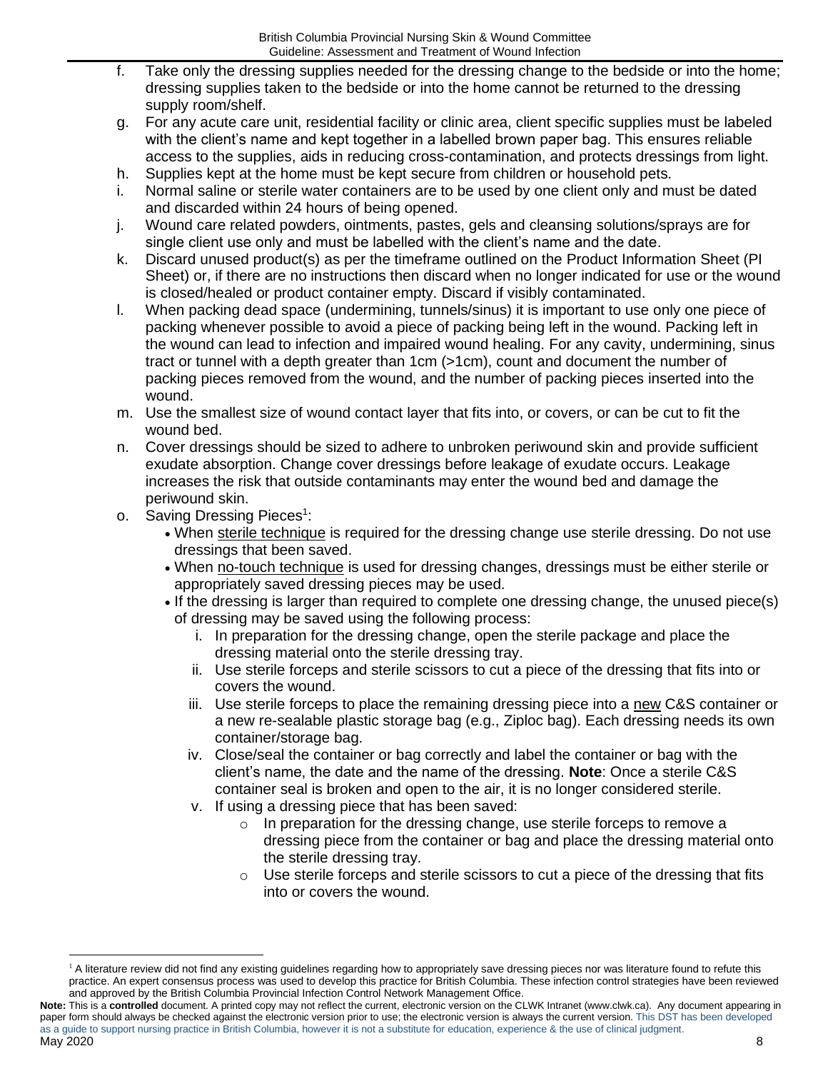f. Take only the dressing supplies needed for the dressing change to the bedside or into the home; dressing supplies taken to the bedside or into the home cannot be returned to the dressing supply room/shelf.
g. For any acute care unit, residential facility or clinic area, client specific supplies must be labeled with the client's name and kept together in a labelled brown paper bag. This ensures reliable access to the supplies, aids in reducing cross-contamination, and protects dressings from light.
h. Supplies kept at the home must be kept secure from children or household pets.
i. Normal saline or sterile water containers are to be used by one client only and must be dated and discarded within 24 hours of being opened.
j. Wound care related powders, ointments, pastes, gels and cleansing solutions/sprays are for single client use only and must be labelled with the client's name and the date.
k. Discard unused product(s) as per the timeframe outlined on the Product Information Sheet (PI Sheet) or, if there are no instructions then discard when no longer indicated for use or the wound is closed/healed or product container empty. Discard if visibly contaminated.
l. When packing dead space (undermining, tunnels/sinus) it is important to use only one piece of packing whenever possible to avoid a piece of packing being left in the wound. Packing left in the wound can lead to infection and impaired wound healing. For any cavity, undermining, sinus tract or tunnel with a depth greater than 1cm (>1cm), count and document the number of packing pieces removed from the wound, and the number of packing pieces inserted into the wound.
m. Use the smallest size of wound contact layer that fits into, or covers, or can be cut to fit the wound bed.
n. Cover dressings should be sized to adhere to unbroken periwound skin and provide sufficient exudate absorption. Change cover dressings before leakage of exudate occurs. Leakage increases the risk that outside contaminants may enter the wound bed and damage the periwound skin.
o. Saving Dressing Pieces[1]:
   - When sterile technique is required for the dressing change use sterile dressing. Do not use dressings that been saved.
   - When no-touch technique is used for dressing changes, dressings must be either sterile or appropriately saved dressing pieces may be used.
   - If the dressing is larger than required to complete one dressing change, the unused piece(s) of dressing may be saved using the following process:
      i. In preparation for the dressing change, open the sterile package and place the dressing material onto the sterile dressing tray.
      ii. Use sterile forceps and sterile scissors to cut a piece of the dressing that fits into or covers the wound.
      iii. Use sterile forceps to place the remaining dressing piece into a new C&S container or a new re-sealable plastic storage bag (e.g., Ziploc bag). Each dressing needs its own container/storage bag.
      iv. Close/seal the container or bag correctly and label the container or bag with the client's name, the date and the name of the dressing. **Note**: Once a sterile C&S container seal is broken and open to the air, it is no longer considered sterile.
      v. If using a dressing piece that has been saved:
         - In preparation for the dressing change, use sterile forceps to remove a dressing piece from the container or bag and place the dressing material onto the sterile dressing tray.
         - Use sterile forceps and sterile scissors to cut a piece of the dressing that fits into or covers the wound.

[1] A literature review did not find any existing guidelines regarding how to appropriately save dressing pieces nor was literature found to refute this practice. An expert consensus process was used to develop this practice for British Columbia. These infection control strategies have been reviewed and approved by the British Columbia Provincial Infection Control Network Management Office.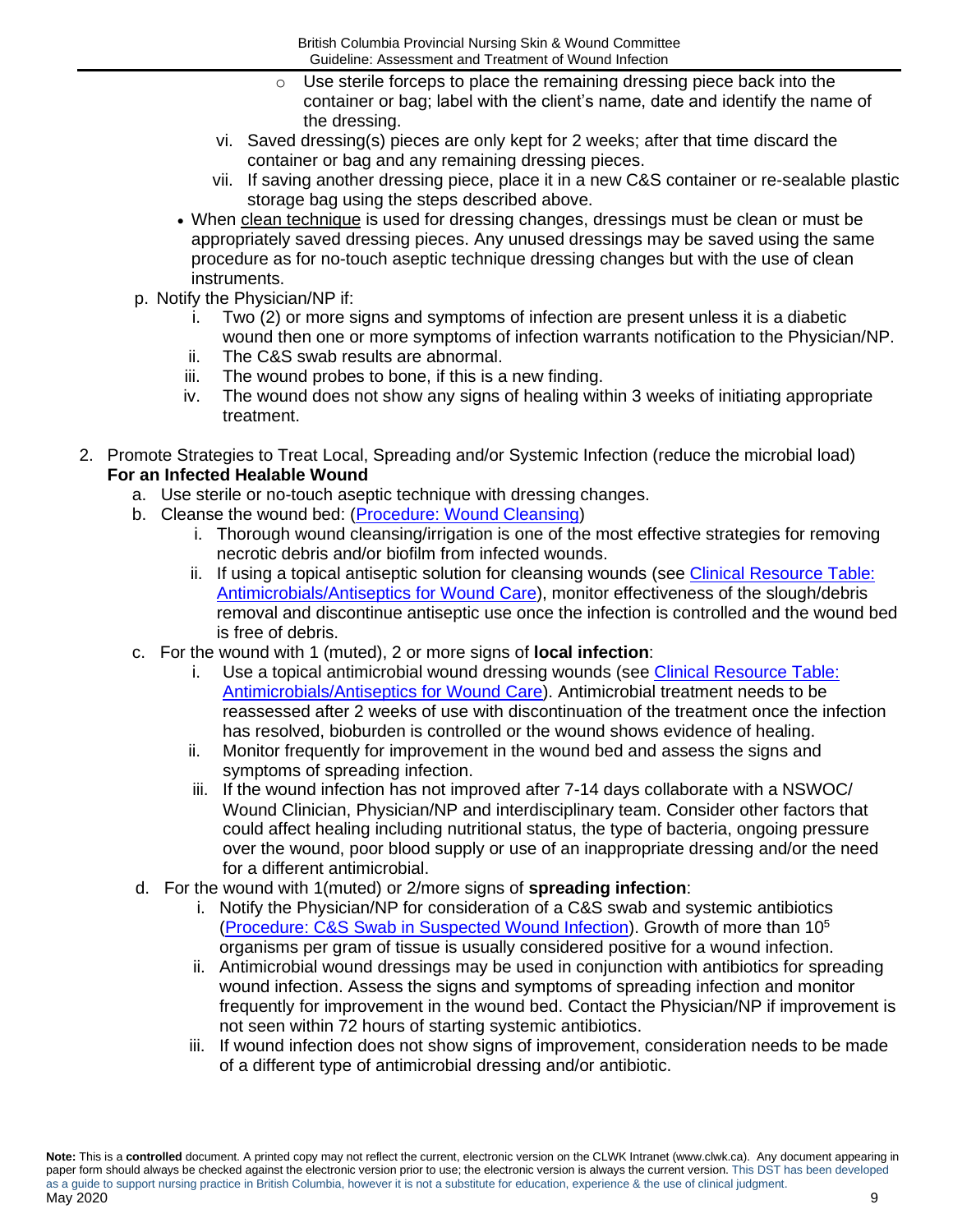- Use sterile forceps to place the remaining dressing piece back into the container or bag; label with the client's name, date and identify the name of the dressing.

vi. Saved dressing(s) pieces are only kept for 2 weeks; after that time discard the container or bag and any remaining dressing pieces.

vii. If saving another dressing piece, place it in a new C&S container or re-sealable plastic storage bag using the steps described above.

- When clean technique is used for dressing changes, dressings must be clean or must be appropriately saved dressing pieces. Any unused dressings may be saved using the same procedure as for no-touch aseptic technique dressing changes but with the use of clean instruments.

p. Notify the Physician/NP if:

i. Two (2) or more signs and symptoms of infection are present unless it is a diabetic wound then one or more symptoms of infection warrants notification to the Physician/NP.

ii. The C&S swab results are abnormal.

iii. The wound probes to bone, if this is a new finding.

iv. The wound does not show any signs of healing within 3 weeks of initiating appropriate treatment.

2. Promote Strategies to Treat Local, Spreading and/or Systemic Infection (reduce the microbial load)

**For an Infected Healable Wound**

a. Use sterile or no-touch aseptic technique with dressing changes.

b. Cleanse the wound bed: (Procedure: Wound Cleansing)

i. Thorough wound cleansing/irrigation is one of the most effective strategies for removing necrotic debris and/or biofilm from infected wounds.

ii. If using a topical antiseptic solution for cleansing wounds (see Clinical Resource Table: Antimicrobials/Antiseptics for Wound Care), monitor effectiveness of the slough/debris removal and discontinue antiseptic use once the infection is controlled and the wound bed is free of debris.

c. For the wound with 1 (muted), 2 or more signs of **local infection**:

i. Use a topical antimicrobial wound dressing wounds (see Clinical Resource Table: Antimicrobials/Antiseptics for Wound Care). Antimicrobial treatment needs to be reassessed after 2 weeks of use with discontinuation of the treatment once the infection has resolved, bioburden is controlled or the wound shows evidence of healing.

ii. Monitor frequently for improvement in the wound bed and assess the signs and symptoms of spreading infection.

iii. If the wound infection has not improved after 7-14 days collaborate with a NSWOC/ Wound Clinician, Physician/NP and interdisciplinary team. Consider other factors that could affect healing including nutritional status, the type of bacteria, ongoing pressure over the wound, poor blood supply or use of an inappropriate dressing and/or the need for a different antimicrobial.

d. For the wound with 1(muted) or 2/more signs of **spreading infection**:

i. Notify the Physician/NP for consideration of a C&S swab and systemic antibiotics (Procedure: C&S Swab in Suspected Wound Infection). Growth of more than $10^5$ organisms per gram of tissue is usually considered positive for a wound infection.

ii. Antimicrobial wound dressings may be used in conjunction with antibiotics for spreading wound infection. Assess the signs and symptoms of spreading infection and monitor frequently for improvement in the wound bed. Contact the Physician/NP if improvement is not seen within 72 hours of starting systemic antibiotics.

iii. If wound infection does not show signs of improvement, consideration needs to be made of a different type of antimicrobial dressing and/or antibiotic.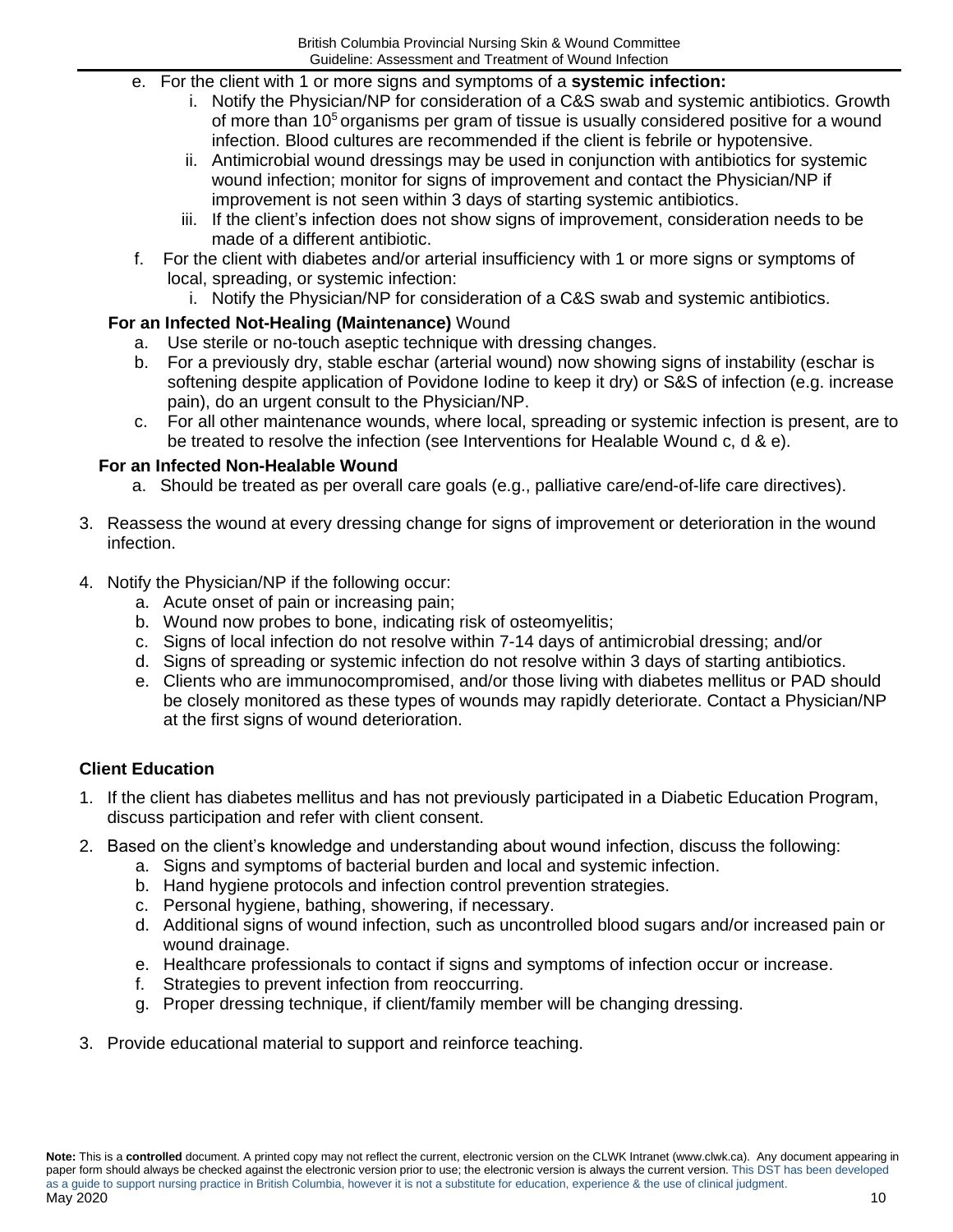e. For the client with 1 or more signs and symptoms of a **systemic infection:**
   i. Notify the Physician/NP for consideration of a C&S swab and systemic antibiotics. Growth of more than $10^5$ organisms per gram of tissue is usually considered positive for a wound infection. Blood cultures are recommended if the client is febrile or hypotensive.
   ii. Antimicrobial wound dressings may be used in conjunction with antibiotics for systemic wound infection; monitor for signs of improvement and contact the Physician/NP if improvement is not seen within 3 days of starting systemic antibiotics.
   iii. If the client's infection does not show signs of improvement, consideration needs to be made of a different antibiotic.

f. For the client with diabetes and/or arterial insufficiency with 1 or more signs or symptoms of local, spreading, or systemic infection:
   i. Notify the Physician/NP for consideration of a C&S swab and systemic antibiotics.

**For an Infected Not-Healing (Maintenance)** Wound

a. Use sterile or no-touch aseptic technique with dressing changes.
b. For a previously dry, stable eschar (arterial wound) now showing signs of instability (eschar is softening despite application of Povidone Iodine to keep it dry) or S&S of infection (e.g. increase pain), do an urgent consult to the Physician/NP.
c. For all other maintenance wounds, where local, spreading or systemic infection is present, are to be treated to resolve the infection (see Interventions for Healable Wound c, d & e).

**For an Infected Non-Healable Wound**

a. Should be treated as per overall care goals (e.g., palliative care/end-of-life care directives).

3. Reassess the wound at every dressing change for signs of improvement or deterioration in the wound infection.

4. Notify the Physician/NP if the following occur:
   a. Acute onset of pain or increasing pain;
   b. Wound now probes to bone, indicating risk of osteomyelitis;
   c. Signs of local infection do not resolve within 7-14 days of antimicrobial dressing; and/or
   d. Signs of spreading or systemic infection do not resolve within 3 days of starting antibiotics.
   e. Clients who are immunocompromised, and/or those living with diabetes mellitus or PAD should be closely monitored as these types of wounds may rapidly deteriorate. Contact a Physician/NP at the first signs of wound deterioration.

### Client Education

1. If the client has diabetes mellitus and has not previously participated in a Diabetic Education Program, discuss participation and refer with client consent.
2. Based on the client's knowledge and understanding about wound infection, discuss the following:
   a. Signs and symptoms of bacterial burden and local and systemic infection.
   b. Hand hygiene protocols and infection control prevention strategies.
   c. Personal hygiene, bathing, showering, if necessary.
   d. Additional signs of wound infection, such as uncontrolled blood sugars and/or increased pain or wound drainage.
   e. Healthcare professionals to contact if signs and symptoms of infection occur or increase.
   f. Strategies to prevent infection from reoccurring.
   g. Proper dressing technique, if client/family member will be changing dressing.
3. Provide educational material to support and reinforce teaching.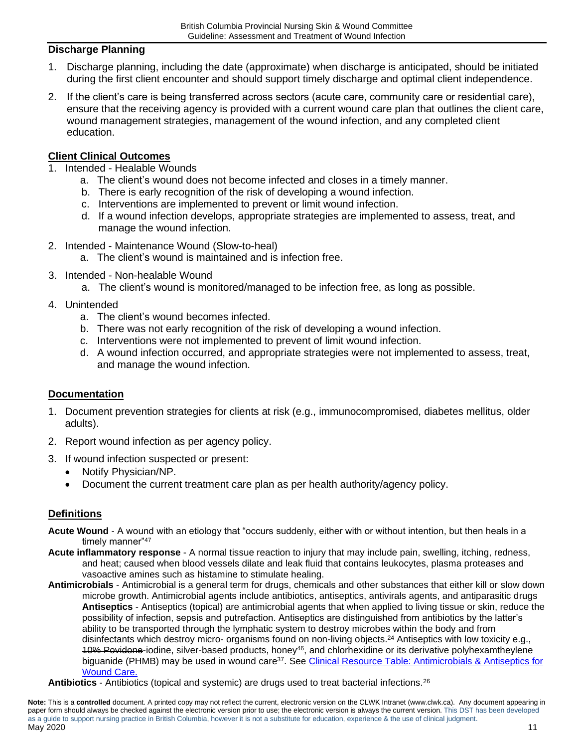## Discharge Planning

1. Discharge planning, including the date (approximate) when discharge is anticipated, should be initiated during the first client encounter and should support timely discharge and optimal client independence.
2. If the client's care is being transferred across sectors (acute care, community care or residential care), ensure that the receiving agency is provided with a current wound care plan that outlines the client care, wound management strategies, management of the wound infection, and any completed client education.

## Client Clinical Outcomes

1. Intended - Healable Wounds
   a. The client's wound does not become infected and closes in a timely manner.
   b. There is early recognition of the risk of developing a wound infection.
   c. Interventions are implemented to prevent or limit wound infection.
   d. If a wound infection develops, appropriate strategies are implemented to assess, treat, and manage the wound infection.
2. Intended - Maintenance Wound (Slow-to-heal)
   a. The client's wound is maintained and is infection free.
3. Intended - Non-healable Wound
   a. The client's wound is monitored/managed to be infection free, as long as possible.
4. Unintended
   a. The client's wound becomes infected.
   b. There was not early recognition of the risk of developing a wound infection.
   c. Interventions were not implemented to prevent of limit wound infection.
   d. A wound infection occurred, and appropriate strategies were not implemented to assess, treat, and manage the wound infection.

## Documentation

1. Document prevention strategies for clients at risk (e.g., immunocompromised, diabetes mellitus, older adults).
2. Report wound infection as per agency policy.
3. If wound infection suspected or present:
   - Notify Physician/NP.
   - Document the current treatment care plan as per health authority/agency policy.

## Definitions

**Acute Wound** - A wound with an etiology that "occurs suddenly, either with or without intention, but then heals in a timely manner"[47]

**Acute inflammatory response** - A normal tissue reaction to injury that may include pain, swelling, itching, redness, and heat; caused when blood vessels dilate and leak fluid that contains leukocytes, plasma proteases and vasoactive amines such as histamine to stimulate healing.

**Antimicrobials** - Antimicrobial is a general term for drugs, chemicals and other substances that either kill or slow down microbe growth. Antimicrobial agents include antibiotics, antiseptics, antivirals agents, and antiparasitic drugs

**Antiseptics** - Antiseptics (topical) are antimicrobial agents that when applied to living tissue or skin, reduce the possibility of infection, sepsis and putrefaction. Antiseptics are distinguished from antibiotics by the latter's ability to be transported through the lymphatic system to destroy microbes within the body and from disinfectants which destroy micro- organisms found on non-living objects.[24] Antiseptics with low toxicity e.g., ~~10% Povidone~~-iodine, silver-based products, honey[46], and chlorhexidine or its derivative polyhexamtheylene biguanide (PHMB) may be used in wound care[37]. See [Clinical Resource Table: Antimicrobials & Antiseptics for Wound Care.]

**Antibiotics** - Antibiotics (topical and systemic) are drugs used to treat bacterial infections.[26]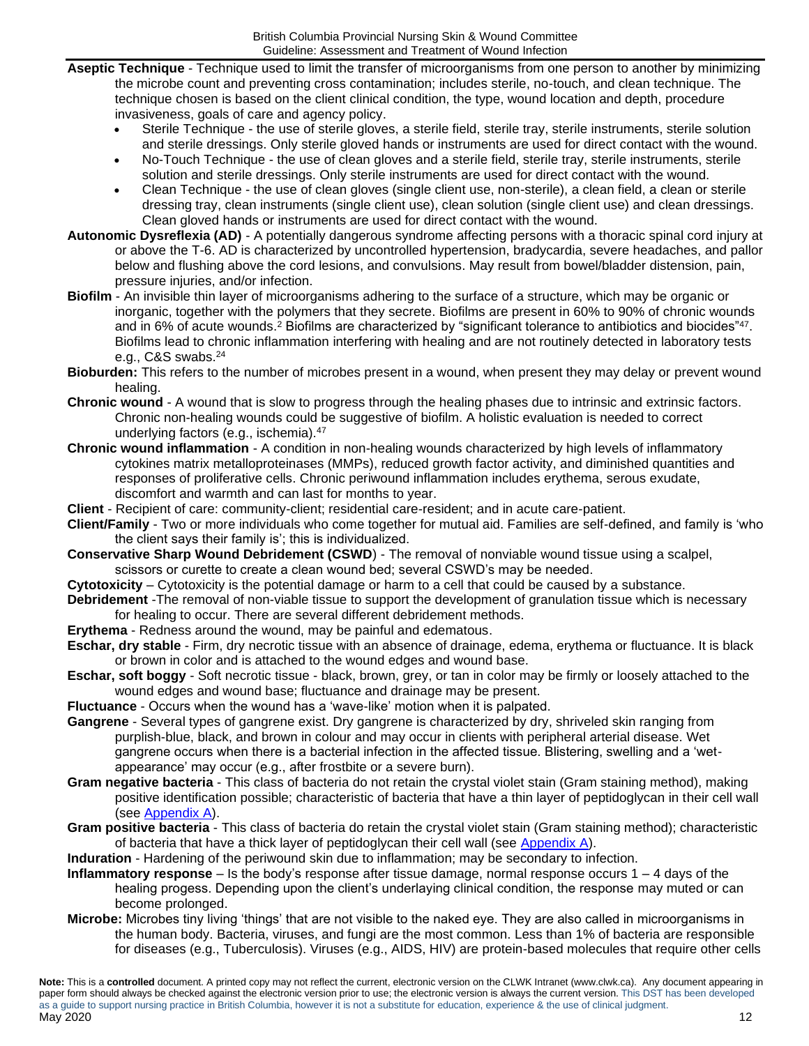**Aseptic Technique** - Technique used to limit the transfer of microorganisms from one person to another by minimizing the microbe count and preventing cross contamination; includes sterile, no-touch, and clean technique. The technique chosen is based on the client clinical condition, the type, wound location and depth, procedure invasiveness, goals of care and agency policy.

- Sterile Technique - the use of sterile gloves, a sterile field, sterile tray, sterile instruments, sterile solution and sterile dressings. Only sterile gloved hands or instruments are used for direct contact with the wound.
- No-Touch Technique - the use of clean gloves and a sterile field, sterile tray, sterile instruments, sterile solution and sterile dressings. Only sterile instruments are used for direct contact with the wound.
- Clean Technique - the use of clean gloves (single client use, non-sterile), a clean field, a clean or sterile dressing tray, clean instruments (single client use), clean solution (single client use) and clean dressings. Clean gloved hands or instruments are used for direct contact with the wound.

**Autonomic Dysreflexia (AD)** - A potentially dangerous syndrome affecting persons with a thoracic spinal cord injury at or above the T-6. AD is characterized by uncontrolled hypertension, bradycardia, severe headaches, and pallor below and flushing above the cord lesions, and convulsions. May result from bowel/bladder distension, pain, pressure injuries, and/or infection.

**Biofilm** - An invisible thin layer of microorganisms adhering to the surface of a structure, which may be organic or inorganic, together with the polymers that they secrete. Biofilms are present in 60% to 90% of chronic wounds and in 6% of acute wounds.[2] Biofilms are characterized by "significant tolerance to antibiotics and biocides"[47]. Biofilms lead to chronic inflammation interfering with healing and are not routinely detected in laboratory tests e.g., C&S swabs.[24]

**Bioburden:** This refers to the number of microbes present in a wound, when present they may delay or prevent wound healing.

**Chronic wound** - A wound that is slow to progress through the healing phases due to intrinsic and extrinsic factors. Chronic non-healing wounds could be suggestive of biofilm. A holistic evaluation is needed to correct underlying factors (e.g., ischemia).[47]

**Chronic wound inflammation** - A condition in non-healing wounds characterized by high levels of inflammatory cytokines matrix metalloproteinases (MMPs), reduced growth factor activity, and diminished quantities and responses of proliferative cells. Chronic periwound inflammation includes erythema, serous exudate, discomfort and warmth and can last for months to year.

**Client** - Recipient of care: community-client; residential care-resident; and in acute care-patient.

**Client/Family** - Two or more individuals who come together for mutual aid. Families are self-defined, and family is 'who the client says their family is'; this is individualized.

**Conservative Sharp Wound Debridement (CSWD**) - The removal of nonviable wound tissue using a scalpel, scissors or curette to create a clean wound bed; several CSWD's may be needed.

**Cytotoxicity** – Cytotoxicity is the potential damage or harm to a cell that could be caused by a substance.

**Debridement** -The removal of non-viable tissue to support the development of granulation tissue which is necessary for healing to occur. There are several different debridement methods.

**Erythema** - Redness around the wound, may be painful and edematous.

**Eschar, dry stable** - Firm, dry necrotic tissue with an absence of drainage, edema, erythema or fluctuance. It is black or brown in color and is attached to the wound edges and wound base.

**Eschar, soft boggy** - Soft necrotic tissue - black, brown, grey, or tan in color may be firmly or loosely attached to the wound edges and wound base; fluctuance and drainage may be present.

**Fluctuance** - Occurs when the wound has a 'wave-like' motion when it is palpated.

**Gangrene** - Several types of gangrene exist. Dry gangrene is characterized by dry, shriveled skin ranging from purplish-blue, black, and brown in colour and may occur in clients with peripheral arterial disease. Wet gangrene occurs when there is a bacterial infection in the affected tissue. Blistering, swelling and a 'wet-appearance' may occur (e.g., after frostbite or a severe burn).

**Gram negative bacteria** - This class of bacteria do not retain the crystal violet stain (Gram staining method), making positive identification possible; characteristic of bacteria that have a thin layer of peptidoglycan in their cell wall (see [Appendix A]).

**Gram positive bacteria** - This class of bacteria do retain the crystal violet stain (Gram staining method); characteristic of bacteria that have a thick layer of peptidoglycan their cell wall (see [Appendix A]).

**Induration** - Hardening of the periwound skin due to inflammation; may be secondary to infection.

**Inflammatory response** – Is the body's response after tissue damage, normal response occurs 1 – 4 days of the healing progess. Depending upon the client's underlaying clinical condition, the response may muted or can become prolonged.

**Microbe:** Microbes tiny living 'things' that are not visible to the naked eye. They are also called in microorganisms in the human body. Bacteria, viruses, and fungi are the most common. Less than 1% of bacteria are responsible for diseases (e.g., Tuberculosis). Viruses (e.g., AIDS, HIV) are protein-based molecules that require other cells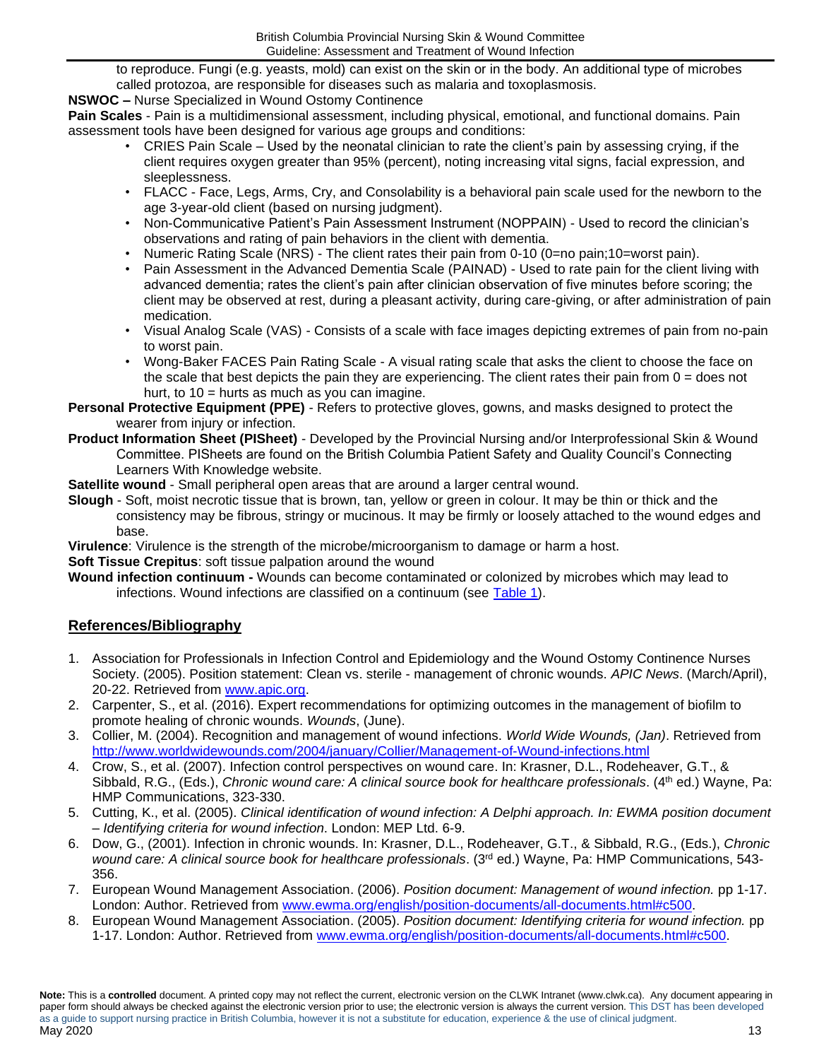to reproduce. Fungi (e.g. yeasts, mold) can exist on the skin or in the body. An additional type of microbes called protozoa, are responsible for diseases such as malaria and toxoplasmosis.

**NSWOC –** Nurse Specialized in Wound Ostomy Continence

**Pain Scales** - Pain is a multidimensional assessment, including physical, emotional, and functional domains. Pain assessment tools have been designed for various age groups and conditions:

- CRIES Pain Scale – Used by the neonatal clinician to rate the client's pain by assessing crying, if the client requires oxygen greater than 95% (percent), noting increasing vital signs, facial expression, and sleeplessness.
- FLACC - Face, Legs, Arms, Cry, and Consolability is a behavioral pain scale used for the newborn to the age 3-year-old client (based on nursing judgment).
- Non-Communicative Patient's Pain Assessment Instrument (NOPPAIN) - Used to record the clinician's observations and rating of pain behaviors in the client with dementia.
- Numeric Rating Scale (NRS) - The client rates their pain from 0-10 (0=no pain;10=worst pain).
- Pain Assessment in the Advanced Dementia Scale (PAINAD) - Used to rate pain for the client living with advanced dementia; rates the client's pain after clinician observation of five minutes before scoring; the client may be observed at rest, during a pleasant activity, during care-giving, or after administration of pain medication.
- Visual Analog Scale (VAS) - Consists of a scale with face images depicting extremes of pain from no-pain to worst pain.
- Wong-Baker FACES Pain Rating Scale - A visual rating scale that asks the client to choose the face on the scale that best depicts the pain they are experiencing. The client rates their pain from 0 = does not hurt, to 10 = hurts as much as you can imagine.

**Personal Protective Equipment (PPE)** - Refers to protective gloves, gowns, and masks designed to protect the wearer from injury or infection.

**Product Information Sheet (PISheet)** - Developed by the Provincial Nursing and/or Interprofessional Skin & Wound Committee. PISheets are found on the British Columbia Patient Safety and Quality Council's Connecting Learners With Knowledge website.

**Satellite wound** - Small peripheral open areas that are around a larger central wound.

**Slough** - Soft, moist necrotic tissue that is brown, tan, yellow or green in colour. It may be thin or thick and the consistency may be fibrous, stringy or mucinous. It may be firmly or loosely attached to the wound edges and base.

**Virulence**: Virulence is the strength of the microbe/microorganism to damage or harm a host.

**Soft Tissue Crepitus**: soft tissue palpation around the wound

**Wound infection continuum -** Wounds can become contaminated or colonized by microbes which may lead to infections. Wound infections are classified on a continuum (see Table 1).

## References/Bibliography

1. Association for Professionals in Infection Control and Epidemiology and the Wound Ostomy Continence Nurses Society. (2005). Position statement: Clean vs. sterile - management of chronic wounds. *APIC News*. (March/April), 20-22. Retrieved from www.apic.org.
2. Carpenter, S., et al. (2016). Expert recommendations for optimizing outcomes in the management of biofilm to promote healing of chronic wounds. *Wounds*, (June).
3. Collier, M. (2004). Recognition and management of wound infections. *World Wide Wounds, (Jan)*. Retrieved from http://www.worldwidewounds.com/2004/january/Collier/Management-of-Wound-infections.html
4. Crow, S., et al. (2007). Infection control perspectives on wound care. In: Krasner, D.L., Rodeheaver, G.T., & Sibbald, R.G., (Eds.), *Chronic wound care: A clinical source book for healthcare professionals*. (4th ed.) Wayne, Pa: HMP Communications, 323-330.
5. Cutting, K., et al. (2005). *Clinical identification of wound infection: A Delphi approach. In: EWMA position document – Identifying criteria for wound infection*. London: MEP Ltd. 6-9.
6. Dow, G., (2001). Infection in chronic wounds. In: Krasner, D.L., Rodeheaver, G.T., & Sibbald, R.G., (Eds.), *Chronic wound care: A clinical source book for healthcare professionals*. (3rd ed.) Wayne, Pa: HMP Communications, 543-356.
7. European Wound Management Association. (2006). *Position document: Management of wound infection.* pp 1-17. London: Author. Retrieved from www.ewma.org/english/position-documents/all-documents.html#c500.
8. European Wound Management Association. (2005). *Position document: Identifying criteria for wound infection.* pp 1-17. London: Author. Retrieved from www.ewma.org/english/position-documents/all-documents.html#c500.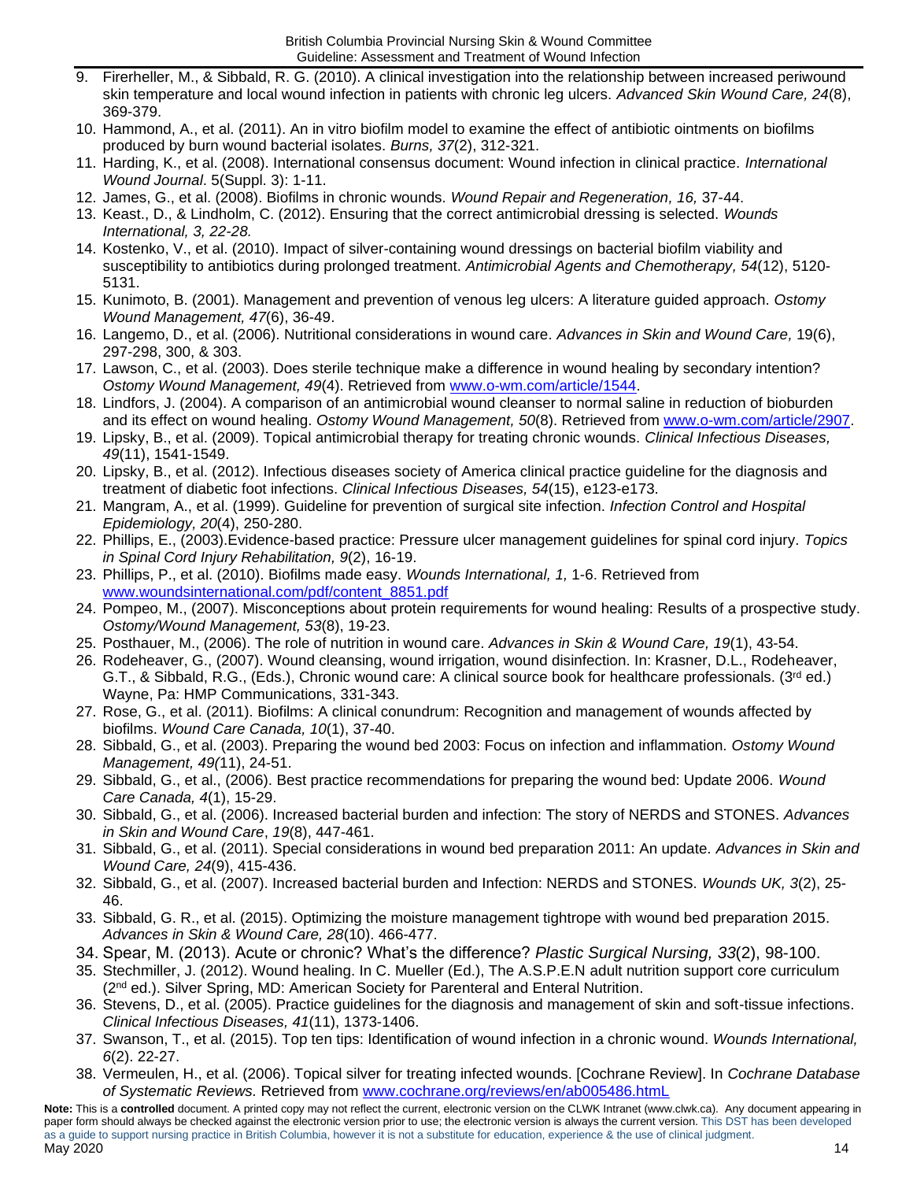9. Firerheller, M., & Sibbald, R. G. (2010). A clinical investigation into the relationship between increased periwound skin temperature and local wound infection in patients with chronic leg ulcers. *Advanced Skin Wound Care, 24*(8), 369-379.
10. Hammond, A., et al. (2011). An in vitro biofilm model to examine the effect of antibiotic ointments on biofilms produced by burn wound bacterial isolates. *Burns, 37*(2), 312-321.
11. Harding, K., et al. (2008). International consensus document: Wound infection in clinical practice. *International Wound Journal*. 5(Suppl. 3): 1-11.
12. James, G., et al. (2008). Biofilms in chronic wounds. *Wound Repair and Regeneration, 16,* 37-44.
13. Keast., D., & Lindholm, C. (2012). Ensuring that the correct antimicrobial dressing is selected. *Wounds International, 3, 22-28.*
14. Kostenko, V., et al. (2010). Impact of silver-containing wound dressings on bacterial biofilm viability and susceptibility to antibiotics during prolonged treatment. *Antimicrobial Agents and Chemotherapy, 54*(12), 5120-5131.
15. Kunimoto, B. (2001). Management and prevention of venous leg ulcers: A literature guided approach. *Ostomy Wound Management, 47*(6), 36-49.
16. Langemo, D., et al. (2006). Nutritional considerations in wound care. *Advances in Skin and Wound Care,* 19(6), 297-298, 300, & 303.
17. Lawson, C., et al. (2003). Does sterile technique make a difference in wound healing by secondary intention? *Ostomy Wound Management, 49*(4). Retrieved from www.o-wm.com/article/1544.
18. Lindfors, J. (2004). A comparison of an antimicrobial wound cleanser to normal saline in reduction of bioburden and its effect on wound healing. *Ostomy Wound Management, 50*(8). Retrieved from www.o-wm.com/article/2907.
19. Lipsky, B., et al. (2009). Topical antimicrobial therapy for treating chronic wounds. *Clinical Infectious Diseases, 49*(11), 1541-1549.
20. Lipsky, B., et al. (2012). Infectious diseases society of America clinical practice guideline for the diagnosis and treatment of diabetic foot infections. *Clinical Infectious Diseases, 54*(15), e123-e173.
21. Mangram, A., et al. (1999). Guideline for prevention of surgical site infection. *Infection Control and Hospital Epidemiology, 20*(4), 250-280.
22. Phillips, E., (2003).Evidence-based practice: Pressure ulcer management guidelines for spinal cord injury. *Topics in Spinal Cord Injury Rehabilitation, 9*(2), 16-19.
23. Phillips, P., et al. (2010). Biofilms made easy. *Wounds International, 1,* 1-6. Retrieved from www.woundsinternational.com/pdf/content_8851.pdf
24. Pompeo, M., (2007). Misconceptions about protein requirements for wound healing: Results of a prospective study. *Ostomy/Wound Management, 53*(8), 19-23.
25. Posthauer, M., (2006). The role of nutrition in wound care. *Advances in Skin & Wound Care, 19*(1), 43-54.
26. Rodeheaver, G., (2007). Wound cleansing, wound irrigation, wound disinfection. In: Krasner, D.L., Rodeheaver, G.T., & Sibbald, R.G., (Eds.), Chronic wound care: A clinical source book for healthcare professionals. (3rd ed.) Wayne, Pa: HMP Communications, 331-343.
27. Rose, G., et al. (2011). Biofilms: A clinical conundrum: Recognition and management of wounds affected by biofilms. *Wound Care Canada, 10*(1), 37-40.
28. Sibbald, G., et al. (2003). Preparing the wound bed 2003: Focus on infection and inflammation. *Ostomy Wound Management, 49(*11), 24-51.
29. Sibbald, G., et al., (2006). Best practice recommendations for preparing the wound bed: Update 2006. *Wound Care Canada, 4*(1), 15-29.
30. Sibbald, G., et al. (2006). Increased bacterial burden and infection: The story of NERDS and STONES. *Advances in Skin and Wound Care*, *19*(8), 447-461.
31. Sibbald, G., et al. (2011). Special considerations in wound bed preparation 2011: An update. *Advances in Skin and Wound Care, 24*(9), 415-436.
32. Sibbald, G., et al. (2007). Increased bacterial burden and Infection: NERDS and STONES. *Wounds UK, 3*(2), 25-46.
33. Sibbald, G. R., et al. (2015). Optimizing the moisture management tightrope with wound bed preparation 2015. *Advances in Skin & Wound Care, 28*(10). 466-477.
34. Spear, M. (2013). Acute or chronic? What's the difference? *Plastic Surgical Nursing, 33*(2), 98-100.
35. Stechmiller, J. (2012). Wound healing. In C. Mueller (Ed.), The A.S.P.E.N adult nutrition support core curriculum (2nd ed.). Silver Spring, MD: American Society for Parenteral and Enteral Nutrition.
36. Stevens, D., et al. (2005). Practice guidelines for the diagnosis and management of skin and soft-tissue infections. *Clinical Infectious Diseases, 41*(11), 1373-1406.
37. Swanson, T., et al. (2015). Top ten tips: Identification of wound infection in a chronic wound. *Wounds International, 6*(2). 22-27.
38. Vermeulen, H., et al. (2006). Topical silver for treating infected wounds. [Cochrane Review]. In *Cochrane Database of Systematic Reviews.* Retrieved from www.cochrane.org/reviews/en/ab005486.htmL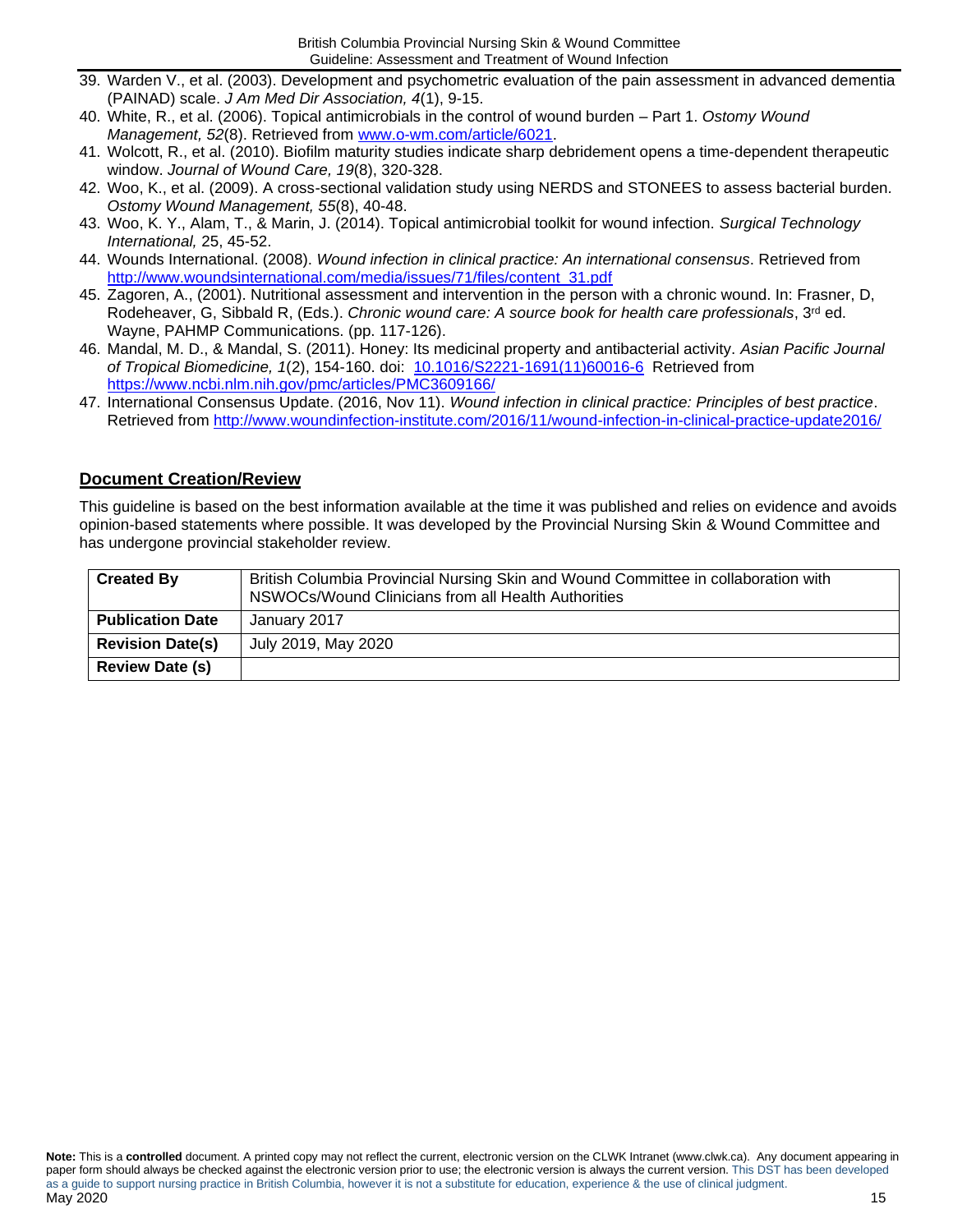39. Warden V., et al. (2003). Development and psychometric evaluation of the pain assessment in advanced dementia (PAINAD) scale. *J Am Med Dir Association, 4*(1), 9-15.
40. White, R., et al. (2006). Topical antimicrobials in the control of wound burden – Part 1. *Ostomy Wound Management, 52*(8). Retrieved from www.o-wm.com/article/6021.
41. Wolcott, R., et al. (2010). Biofilm maturity studies indicate sharp debridement opens a time-dependent therapeutic window. *Journal of Wound Care, 19*(8), 320-328.
42. Woo, K., et al. (2009). A cross-sectional validation study using NERDS and STONEES to assess bacterial burden. *Ostomy Wound Management, 55*(8), 40-48.
43. Woo, K. Y., Alam, T., & Marin, J. (2014). Topical antimicrobial toolkit for wound infection. *Surgical Technology International,* 25, 45-52.
44. Wounds International. (2008). *Wound infection in clinical practice: An international consensus*. Retrieved from http://www.woundsinternational.com/media/issues/71/files/content_31.pdf
45. Zagoren, A., (2001). Nutritional assessment and intervention in the person with a chronic wound. In: Frasner, D, Rodeheaver, G, Sibbald R, (Eds.). *Chronic wound care: A source book for health care professionals*, 3rd ed. Wayne, PAHMP Communications. (pp. 117-126).
46. Mandal, M. D., & Mandal, S. (2011). Honey: Its medicinal property and antibacterial activity. *Asian Pacific Journal of Tropical Biomedicine, 1*(2), 154-160. doi: 10.1016/S2221-1691(11)60016-6 Retrieved from https://www.ncbi.nlm.nih.gov/pmc/articles/PMC3609166/
47. International Consensus Update. (2016, Nov 11). *Wound infection in clinical practice: Principles of best practice*. Retrieved from http://www.woundinfection-institute.com/2016/11/wound-infection-in-clinical-practice-update2016/

## Document Creation/Review

This guideline is based on the best information available at the time it was published and relies on evidence and avoids opinion-based statements where possible. It was developed by the Provincial Nursing Skin & Wound Committee and has undergone provincial stakeholder review.

| **Created By** | British Columbia Provincial Nursing Skin and Wound Committee in collaboration with NSWOCs/Wound Clinicians from all Health Authorities |
|---|---|
| **Publication Date** | January 2017 |
| **Revision Date(s)** | July 2019, May 2020 |
| **Review Date (s)** | |

**Note:** This is a **controlled** document. A printed copy may not reflect the current, electronic version on the CLWK Intranet (www.clwk.ca). Any document appearing in paper form should always be checked against the electronic version prior to use; the electronic version is always the current version. This DST has been developed as a guide to support nursing practice in British Columbia, however it is not a substitute for education, experience & the use of clinical judgment.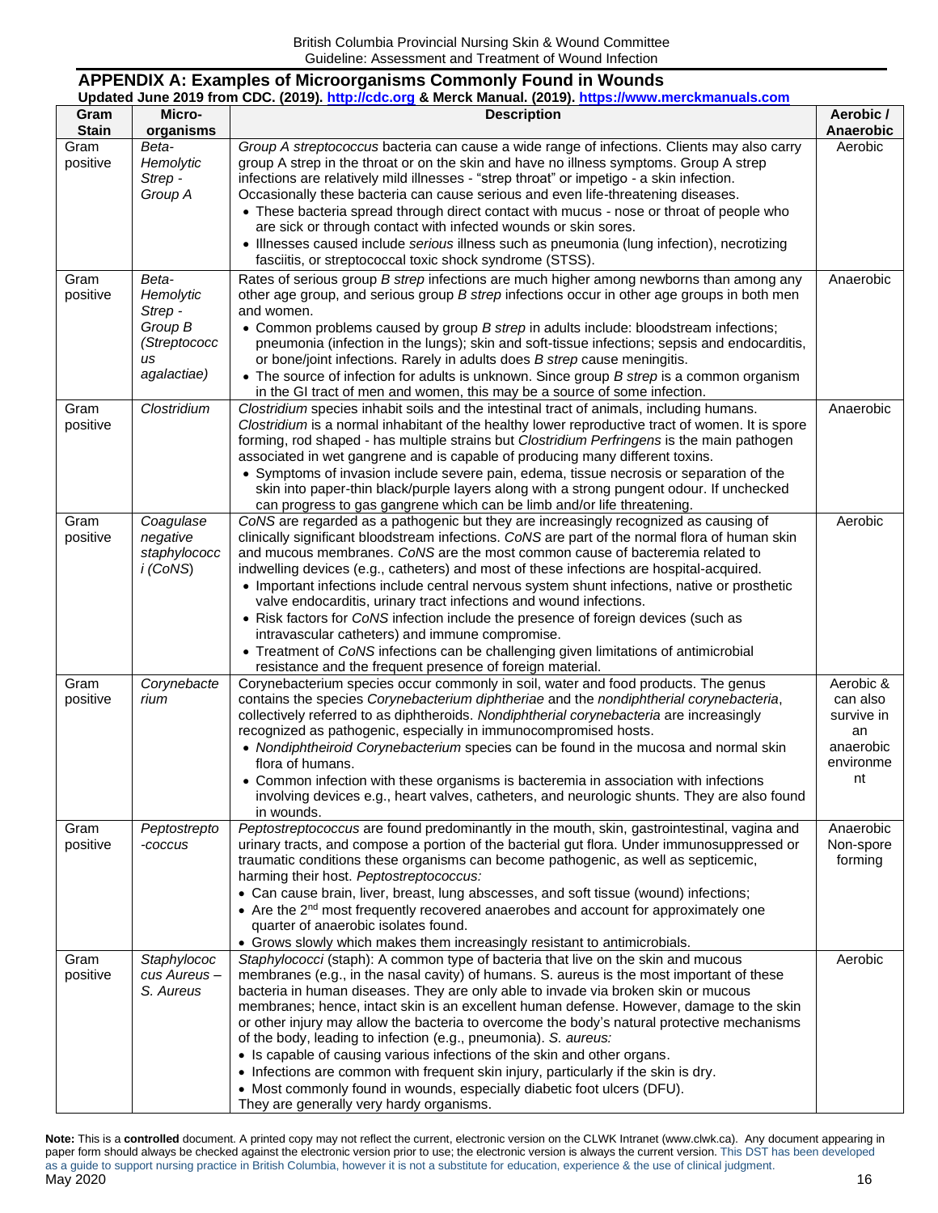## APPENDIX A: Examples of Microorganisms Commonly Found in Wounds

**Updated June 2019 from CDC. (2019). http://cdc.org & Merck Manual. (2019). https://www.merckmanuals.com**

| Gram Stain | Micro-organisms | Description | Aerobic / Anaerobic |
|---|---|---|---|
| Gram positive | *Beta-Hemolytic Strep - Group A* | *Group A streptococcus* bacteria can cause a wide range of infections. Clients may also carry group A strep in the throat or on the skin and have no illness symptoms. Group A strep infections are relatively mild illnesses - "strep throat" or impetigo - a skin infection. Occasionally these bacteria can cause serious and even life-threatening diseases.<br>• These bacteria spread through direct contact with mucus - nose or throat of people who are sick or through contact with infected wounds or skin sores.<br>• Illnesses caused include *serious* illness such as pneumonia (lung infection), necrotizing fasciitis, or streptococcal toxic shock syndrome (STSS). | Aerobic |
| Gram positive | *Beta-Hemolytic Strep - Group B (Streptococcus agalactiae)* | Rates of serious group *B strep* infections are much higher among newborns than among any other age group, and serious group *B strep* infections occur in other age groups in both men and women.<br>• Common problems caused by group *B strep* in adults include: bloodstream infections; pneumonia (infection in the lungs); skin and soft-tissue infections; sepsis and endocarditis, or bone/joint infections. Rarely in adults does *B strep* cause meningitis.<br>• The source of infection for adults is unknown. Since group *B strep* is a common organism in the GI tract of men and women, this may be a source of some infection. | Anaerobic |
| Gram positive | *Clostridium* | *Clostridium* species inhabit soils and the intestinal tract of animals, including humans. *Clostridium* is a normal inhabitant of the healthy lower reproductive tract of women. It is spore forming, rod shaped - has multiple strains but *Clostridium Perfringens* is the main pathogen associated in wet gangrene and is capable of producing many different toxins.<br>• Symptoms of invasion include severe pain, edema, tissue necrosis or separation of the skin into paper-thin black/purple layers along with a strong pungent odour. If unchecked can progress to gas gangrene which can be limb and/or life threatening. | Anaerobic |
| Gram positive | *Coagulase negative staphylococci (CoNS)* | *CoNS* are regarded as a pathogenic but they are increasingly recognized as causing of clinically significant bloodstream infections. *CoNS* are part of the normal flora of human skin and mucous membranes. *CoNS* are the most common cause of bacteremia related to indwelling devices (e.g., catheters) and most of these infections are hospital-acquired.<br>• Important infections include central nervous system shunt infections, native or prosthetic valve endocarditis, urinary tract infections and wound infections.<br>• Risk factors for *CoNS* infection include the presence of foreign devices (such as intravascular catheters) and immune compromise.<br>• Treatment of *CoNS* infections can be challenging given limitations of antimicrobial resistance and the frequent presence of foreign material. | Aerobic |
| Gram positive | *Corynebacterium* | Corynebacterium species occur commonly in soil, water and food products. The genus contains the species *Corynebacterium diphtheriae* and the *nondiphtherial corynebacteria*, collectively referred to as diphtheroids. *Nondiphtherial corynebacteria* are increasingly recognized as pathogenic, especially in immunocompromised hosts.<br>• *Nondiphtheiroid Corynebacterium* species can be found in the mucosa and normal skin flora of humans.<br>• Common infection with these organisms is bacteremia in association with infections involving devices e.g., heart valves, catheters, and neurologic shunts. They are also found in wounds. | Aerobic & can also survive in an anaerobic environment |
| Gram positive | *Peptostrepto-coccus* | *Peptostreptococcus* are found predominantly in the mouth, skin, gastrointestinal, vagina and urinary tracts, and compose a portion of the bacterial gut flora. Under immunosuppressed or traumatic conditions these organisms can become pathogenic, as well as septicemic, harming their host. *Peptostreptococcus:*<br>• Can cause brain, liver, breast, lung abscesses, and soft tissue (wound) infections;<br>• Are the 2nd most frequently recovered anaerobes and account for approximately one quarter of anaerobic isolates found.<br>• Grows slowly which makes them increasingly resistant to antimicrobials. | Anaerobic Non-spore forming |
| Gram positive | *Staphylococcus Aureus – S. Aureus* | *Staphylococci* (staph): A common type of bacteria that live on the skin and mucous membranes (e.g., in the nasal cavity) of humans. S. aureus is the most important of these bacteria in human diseases. They are only able to invade via broken skin or mucous membranes; hence, intact skin is an excellent human defense. However, damage to the skin or other injury may allow the bacteria to overcome the body's natural protective mechanisms of the body, leading to infection (e.g., pneumonia). *S. aureus:*<br>• Is capable of causing various infections of the skin and other organs.<br>• Infections are common with frequent skin injury, particularly if the skin is dry.<br>• Most commonly found in wounds, especially diabetic foot ulcers (DFU).<br>They are generally very hardy organisms. | Aerobic |

**Note:** This is a **controlled** document. A printed copy may not reflect the current, electronic version on the CLWK Intranet (www.clwk.ca). Any document appearing in paper form should always be checked against the electronic version prior to use; the electronic version is always the current version. This DST has been developed as a guide to support nursing practice in British Columbia, however it is not a substitute for education, experience & the use of clinical judgment.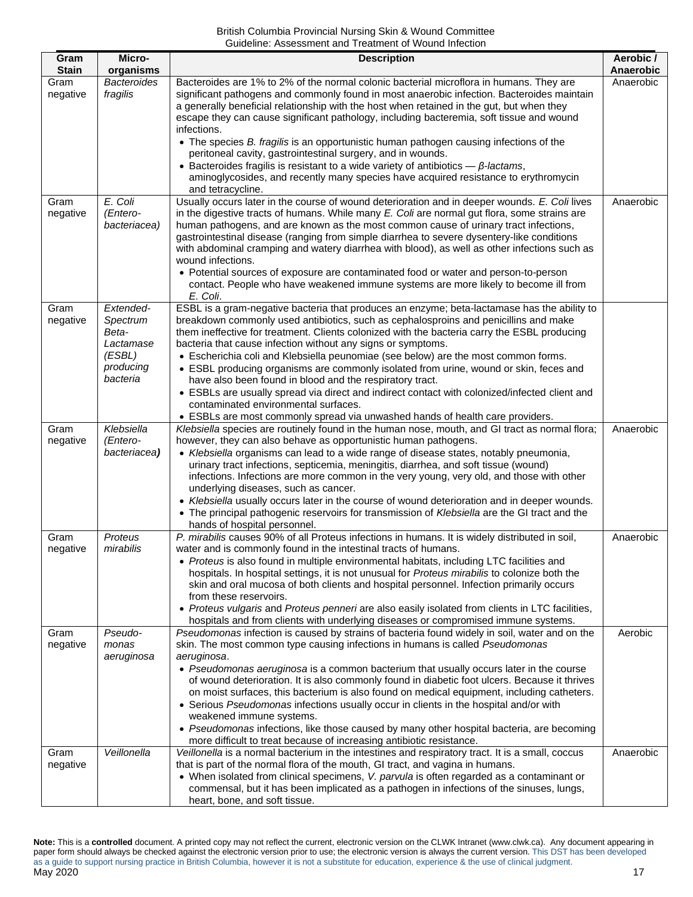| Gram Stain | Micro-organisms | Description | Aerobic / Anaerobic |
|---|---|---|---|
| Gram negative | *Bacteroides fragilis* | Bacteroides are 1% to 2% of the normal colonic bacterial microflora in humans. They are significant pathogens and commonly found in most anaerobic infection. Bacteroides maintain a generally beneficial relationship with the host when retained in the gut, but when they escape they can cause significant pathology, including bacteremia, soft tissue and wound infections.<br>• The species *B. fragilis* is an opportunistic human pathogen causing infections of the peritoneal cavity, gastrointestinal surgery, and in wounds.<br>• Bacteroides fragilis is resistant to a wide variety of antibiotics — *β-lactams*, aminoglycosides, and recently many species have acquired resistance to erythromycin and tetracycline. | Anaerobic |
| Gram negative | *E. Coli (Entero-bacteriacea)* | Usually occurs later in the course of wound deterioration and in deeper wounds. *E. Coli* lives in the digestive tracts of humans. While many *E. Coli* are normal gut flora, some strains are human pathogens, and are known as the most common cause of urinary tract infections, gastrointestinal disease (ranging from simple diarrhea to severe dysentery-like conditions with abdominal cramping and watery diarrhea with blood), as well as other infections such as wound infections.<br>• Potential sources of exposure are contaminated food or water and person-to-person contact. People who have weakened immune systems are more likely to become ill from *E. Coli*. | Anaerobic |
| Gram negative | *Extended-Spectrum Beta-Lactamase (ESBL) producing bacteria* | ESBL is a gram-negative bacteria that produces an enzyme; beta-lactamase has the ability to breakdown commonly used antibiotics, such as cephalosproins and penicillins and make them ineffective for treatment. Clients colonized with the bacteria carry the ESBL producing bacteria that cause infection without any signs or symptoms.<br>• Escherichia coli and Klebsiella peunomiae (see below) are the most common forms.<br>• ESBL producing organisms are commonly isolated from urine, wound or skin, feces and have also been found in blood and the respiratory tract.<br>• ESBLs are usually spread via direct and indirect contact with colonized/infected client and contaminated environmental surfaces.<br>• ESBLs are most commonly spread via unwashed hands of health care providers. | |
| Gram negative | *Klebsiella (Entero-bacteriacea)* | *Klebsiella* species are routinely found in the human nose, mouth, and GI tract as normal flora; however, they can also behave as opportunistic human pathogens.<br>• *Klebsiella* organisms can lead to a wide range of disease states, notably pneumonia, urinary tract infections, septicemia, meningitis, diarrhea, and soft tissue (wound) infections. Infections are more common in the very young, very old, and those with other underlying diseases, such as cancer.<br>• *Klebsiella* usually occurs later in the course of wound deterioration and in deeper wounds.<br>• The principal pathogenic reservoirs for transmission of *Klebsiella* are the GI tract and the hands of hospital personnel. | Anaerobic |
| Gram negative | *Proteus mirabilis* | *P. mirabilis* causes 90% of all Proteus infections in humans. It is widely distributed in soil, water and is commonly found in the intestinal tracts of humans.<br>• *Proteus* is also found in multiple environmental habitats, including LTC facilities and hospitals. In hospital settings, it is not unusual for *Proteus mirabilis* to colonize both the skin and oral mucosa of both clients and hospital personnel. Infection primarily occurs from these reservoirs.<br>• *Proteus vulgaris* and *Proteus penneri* are also easily isolated from clients in LTC facilities, hospitals and from clients with underlying diseases or compromised immune systems. | Anaerobic |
| Gram negative | *Pseudo-monas aeruginosa* | *Pseudomonas* infection is caused by strains of bacteria found widely in soil, water and on the skin. The most common type causing infections in humans is called *Pseudomonas aeruginosa*.<br>• *Pseudomonas aeruginosa* is a common bacterium that usually occurs later in the course of wound deterioration. It is also commonly found in diabetic foot ulcers. Because it thrives on moist surfaces, this bacterium is also found on medical equipment, including catheters.<br>• Serious *Pseudomonas* infections usually occur in clients in the hospital and/or with weakened immune systems.<br>• *Pseudomonas* infections, like those caused by many other hospital bacteria, are becoming more difficult to treat because of increasing antibiotic resistance. | Aerobic |
| Gram negative | *Veillonella* | *Veillonella* is a normal bacterium in the intestines and respiratory tract. It is a small, coccus that is part of the normal flora of the mouth, GI tract, and vagina in humans.<br>• When isolated from clinical specimens, *V. parvula* is often regarded as a contaminant or commensal, but it has been implicated as a pathogen in infections of the sinuses, lungs, heart, bone, and soft tissue. | Anaerobic |

**Note:** This is a **controlled** document. A printed copy may not reflect the current, electronic version on the CLWK Intranet (www.clwk.ca). Any document appearing in paper form should always be checked against the electronic version prior to use; the electronic version is always the current version. This DST has been developed as a guide to support nursing practice in British Columbia, however it is not a substitute for education, experience & the use of clinical judgment.